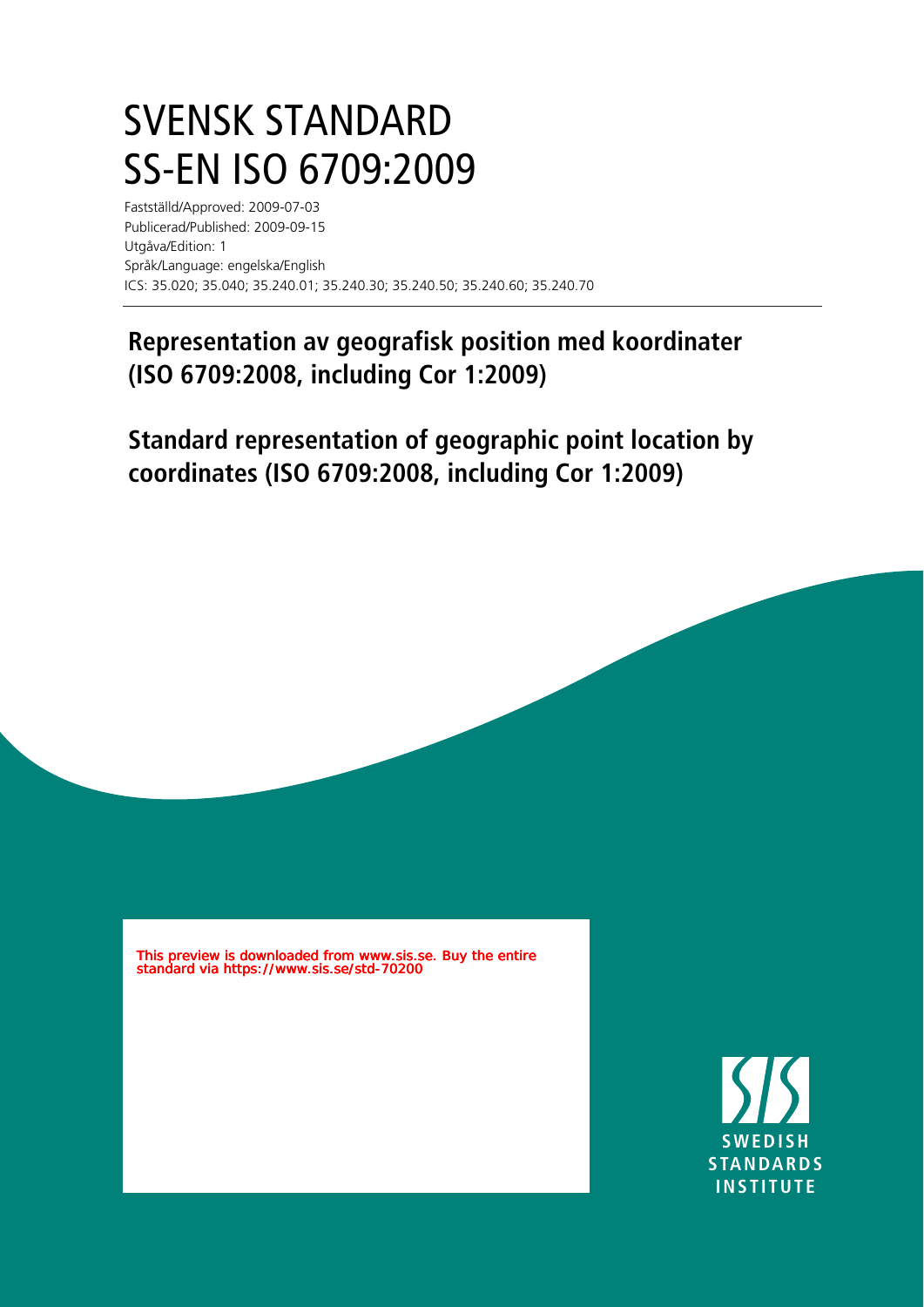# SVENSK STANDARD
# SS-EN ISO 6709:2009

Fastställd/Approved: 2009-07-03
Publicerad/Published: 2009-09-15
Utgåva/Edition: 1
Språk/Language: engelska/English
ICS: 35.020; 35.040; 35.240.01; 35.240.30; 35.240.50; 35.240.60; 35.240.70

## Representation av geografisk position med koordinater (ISO 6709:2008, including Cor 1:2009)

## Standard representation of geographic point location by coordinates (ISO 6709:2008, including Cor 1:2009)

This preview is downloaded from www.sis.se. Buy the entire standard via https://www.sis.se/std-70200

SWEDISH STANDARDS INSTITUTE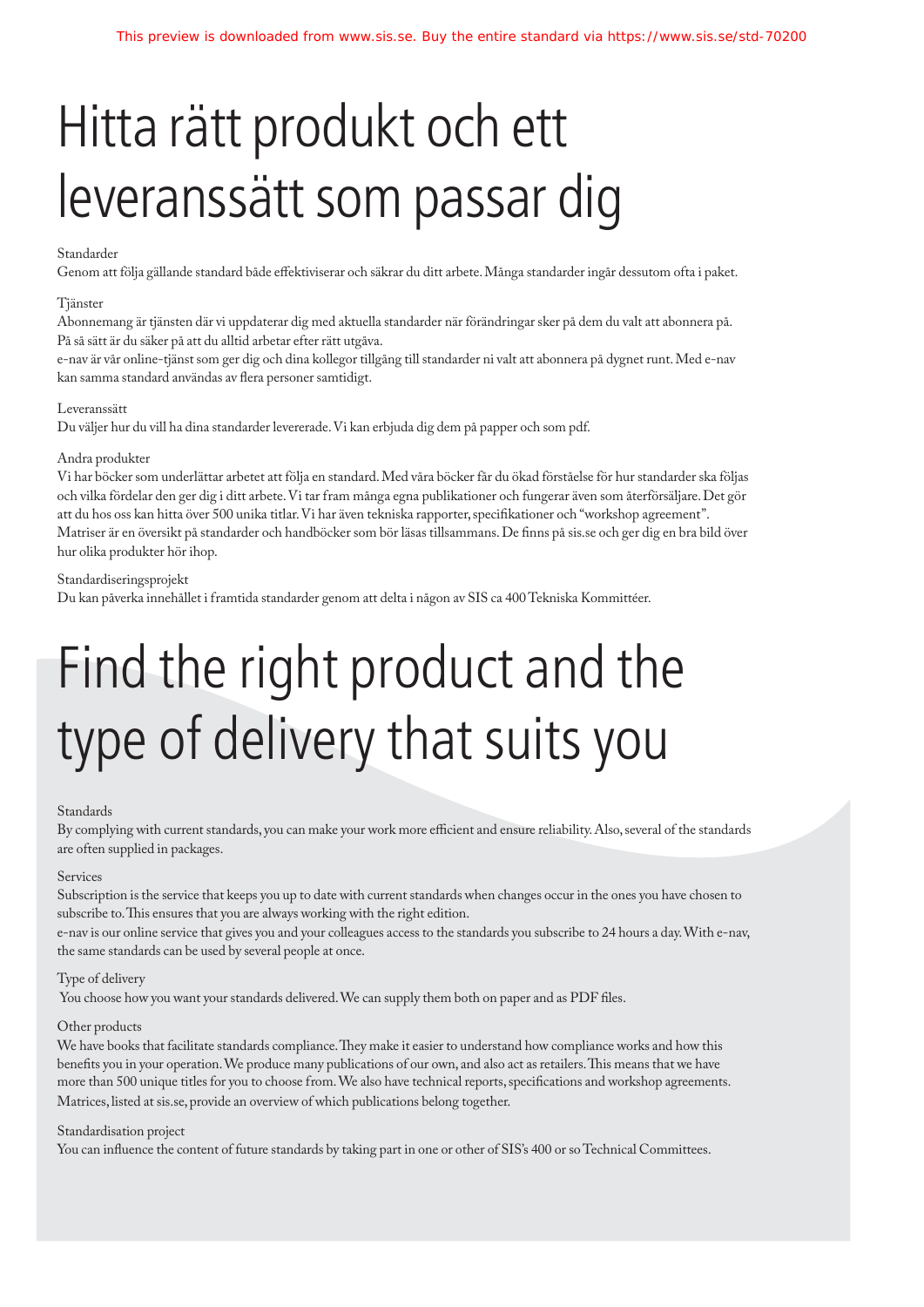# Hitta rätt produkt och ett leveranssätt som passar dig

Standarder

Genom att följa gällande standard både effektiviserar och säkrar du ditt arbete. Många standarder ingår dessutom ofta i paket.

Tjänster

Abonnemang är tjänsten där vi uppdaterar dig med aktuella standarder när förändringar sker på dem du valt att abonnera på. På så sätt är du säker på att du alltid arbetar efter rätt utgåva.

e-nav är vår online-tjänst som ger dig och dina kollegor tillgång till standarder ni valt att abonnera på dygnet runt. Med e-nav kan samma standard användas av flera personer samtidigt.

Leveranssätt

Du väljer hur du vill ha dina standarder levererade. Vi kan erbjuda dig dem på papper och som pdf.

Andra produkter

Vi har böcker som underlättar arbetet att följa en standard. Med våra böcker får du ökad förståelse för hur standarder ska följas och vilka fördelar den ger dig i ditt arbete. Vi tar fram många egna publikationer och fungerar även som återförsäljare. Det gör att du hos oss kan hitta över 500 unika titlar. Vi har även tekniska rapporter, specifikationer och "workshop agreement". Matriser är en översikt på standarder och handböcker som bör läsas tillsammans. De finns på sis.se och ger dig en bra bild över hur olika produkter hör ihop.

Standardiseringsprojekt

Du kan påverka innehållet i framtida standarder genom att delta i någon av SIS ca 400 Tekniska Kommittéer.

# Find the right product and the type of delivery that suits you

Standards

By complying with current standards, you can make your work more efficient and ensure reliability. Also, several of the standards are often supplied in packages.

Services

Subscription is the service that keeps you up to date with current standards when changes occur in the ones you have chosen to subscribe to. This ensures that you are always working with the right edition.

e-nav is our online service that gives you and your colleagues access to the standards you subscribe to 24 hours a day. With e-nav, the same standards can be used by several people at once.

Type of delivery

You choose how you want your standards delivered. We can supply them both on paper and as PDF files.

Other products

We have books that facilitate standards compliance. They make it easier to understand how compliance works and how this benefits you in your operation. We produce many publications of our own, and also act as retailers. This means that we have more than 500 unique titles for you to choose from. We also have technical reports, specifications and workshop agreements. Matrices, listed at sis.se, provide an overview of which publications belong together.

Standardisation project

You can influence the content of future standards by taking part in one or other of SIS's 400 or so Technical Committees.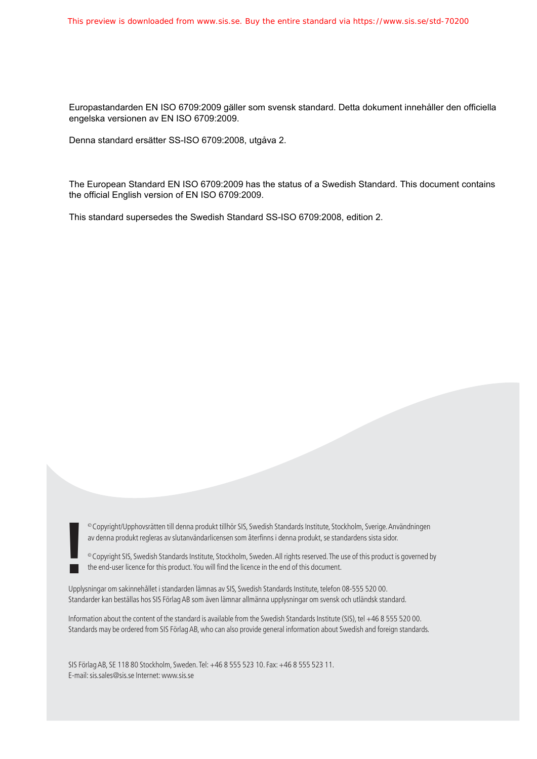Europastandarden EN ISO 6709:2009 gäller som svensk standard. Detta dokument innehåller den officiella engelska versionen av EN ISO 6709:2009.

Denna standard ersätter SS-ISO 6709:2008, utgåva 2.

The European Standard EN ISO 6709:2009 has the status of a Swedish Standard. This document contains the official English version of EN ISO 6709:2009.

This standard supersedes the Swedish Standard SS-ISO 6709:2008, edition 2.

© Copyright/Upphovsrätten till denna produkt tillhör SIS, Swedish Standards Institute, Stockholm, Sverige. Användningen av denna produkt regleras av slutanvändarlicensen som återfinns i denna produkt, se standardens sista sidor.

© Copyright SIS, Swedish Standards Institute, Stockholm, Sweden. All rights reserved. The use of this product is governed by the end-user licence for this product. You will find the licence in the end of this document.

Upplysningar om sakinnehållet i standarden lämnas av SIS, Swedish Standards Institute, telefon 08-555 520 00. Standarder kan beställas hos SIS Förlag AB som även lämnar allmänna upplysningar om svensk och utländsk standard.

Information about the content of the standard is available from the Swedish Standards Institute (SIS), tel +46 8 555 520 00. Standards may be ordered from SIS Förlag AB, who can also provide general information about Swedish and foreign standards.

SIS Förlag AB, SE 118 80 Stockholm, Sweden. Tel: +46 8 555 523 10. Fax: +46 8 555 523 11.
E-mail: sis.sales@sis.se Internet: www.sis.se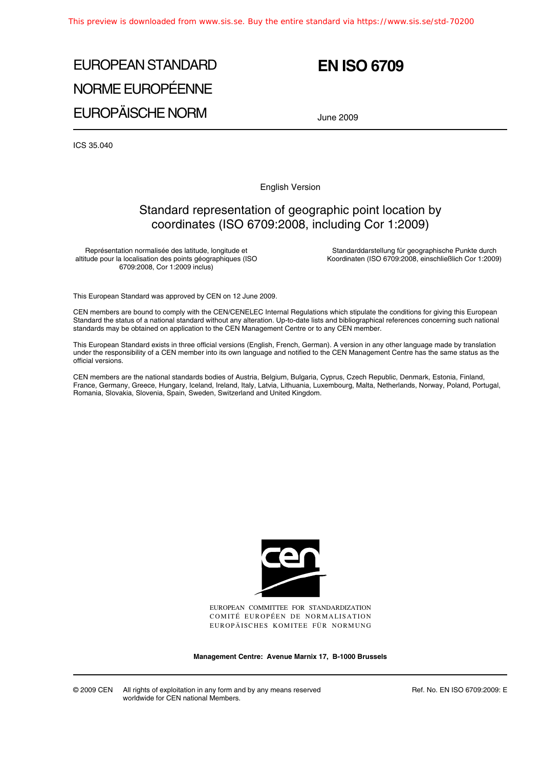EUROPEAN STANDARD

NORME EUROPÉENNE

EUROPÄISCHE NORM

# EN ISO 6709

June 2009

ICS 35.040

English Version

## Standard representation of geographic point location by coordinates (ISO 6709:2008, including Cor 1:2009)

Représentation normalisée des latitude, longitude et altitude pour la localisation des points géographiques (ISO 6709:2008, Cor 1:2009 inclus)

Standarddarstellung für geographische Punkte durch Koordinaten (ISO 6709:2008, einschließlich Cor 1:2009)

This European Standard was approved by CEN on 12 June 2009.

CEN members are bound to comply with the CEN/CENELEC Internal Regulations which stipulate the conditions for giving this European Standard the status of a national standard without any alteration. Up-to-date lists and bibliographical references concerning such national standards may be obtained on application to the CEN Management Centre or to any CEN member.

This European Standard exists in three official versions (English, French, German). A version in any other language made by translation under the responsibility of a CEN member into its own language and notified to the CEN Management Centre has the same status as the official versions.

CEN members are the national standards bodies of Austria, Belgium, Bulgaria, Cyprus, Czech Republic, Denmark, Estonia, Finland, France, Germany, Greece, Hungary, Iceland, Ireland, Italy, Latvia, Lithuania, Luxembourg, Malta, Netherlands, Norway, Poland, Portugal, Romania, Slovakia, Slovenia, Spain, Sweden, Switzerland and United Kingdom.

EUROPEAN COMMITTEE FOR STANDARDIZATION
COMITÉ EUROPÉEN DE NORMALISATION
EUROPÄISCHES KOMITEE FÜR NORMUNG

**Management Centre: Avenue Marnix 17, B-1000 Brussels**

© 2009 CEN All rights of exploitation in any form and by any means reserved worldwide for CEN national Members.

Ref. No. EN ISO 6709:2009: E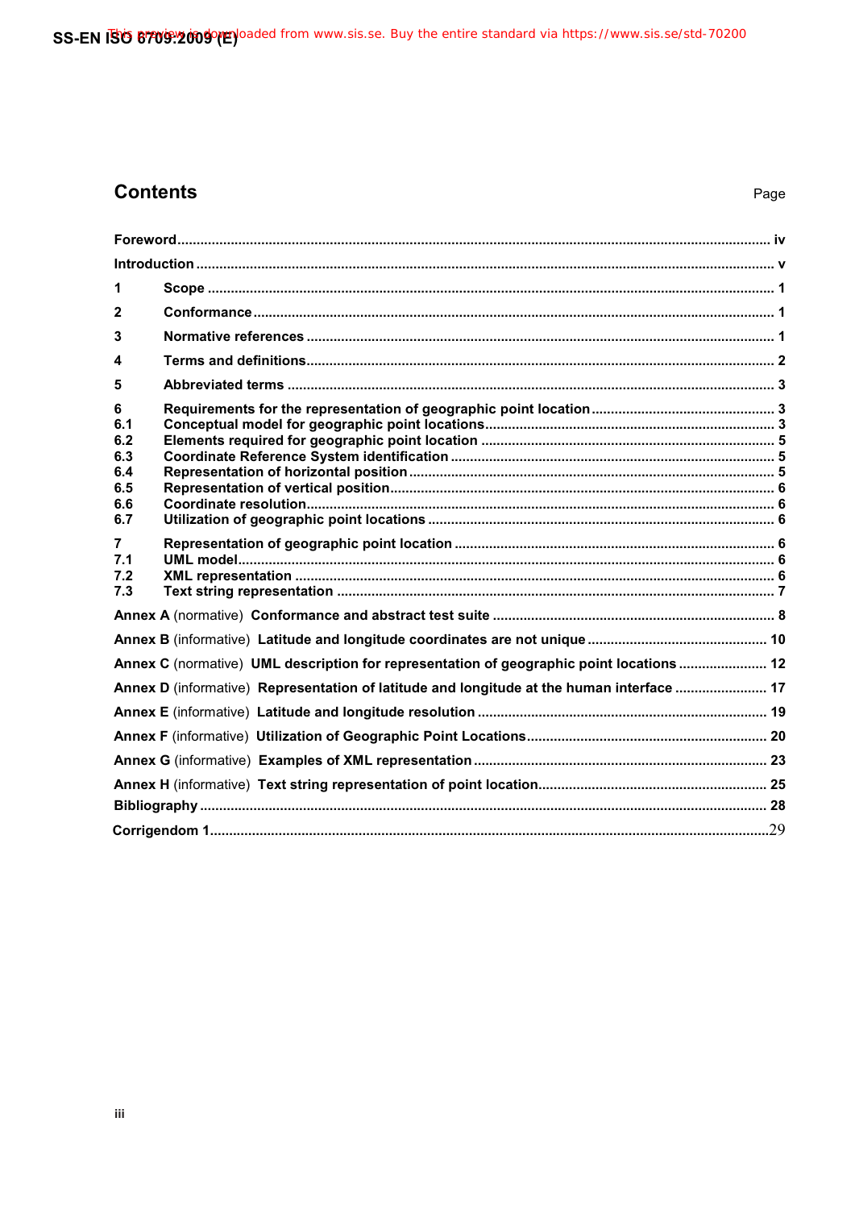# Contents

Page

Foreword ... iv

Introduction ... v

1 Scope ... 1

2 Conformance ... 1

3 Normative references ... 1

4 Terms and definitions ... 2

5 Abbreviated terms ... 3

6 Requirements for the representation of geographic point location ... 3
6.1 Conceptual model for geographic point locations ... 3
6.2 Elements required for geographic point location ... 5
6.3 Coordinate Reference System identification ... 5
6.4 Representation of horizontal position ... 5
6.5 Representation of vertical position ... 6
6.6 Coordinate resolution ... 6
6.7 Utilization of geographic point locations ... 6

7 Representation of geographic point location ... 6
7.1 UML model ... 6
7.2 XML representation ... 6
7.3 Text string representation ... 7

Annex A (normative) Conformance and abstract test suite ... 8

Annex B (informative) Latitude and longitude coordinates are not unique ... 10

Annex C (normative) UML description for representation of geographic point locations ... 12

Annex D (informative) Representation of latitude and longitude at the human interface ... 17

Annex E (informative) Latitude and longitude resolution ... 19

Annex F (informative) Utilization of Geographic Point Locations ... 20

Annex G (informative) Examples of XML representation ... 23

Annex H (informative) Text string representation of point location ... 25

Bibliography ... 28

Corrigendom 1 ... 29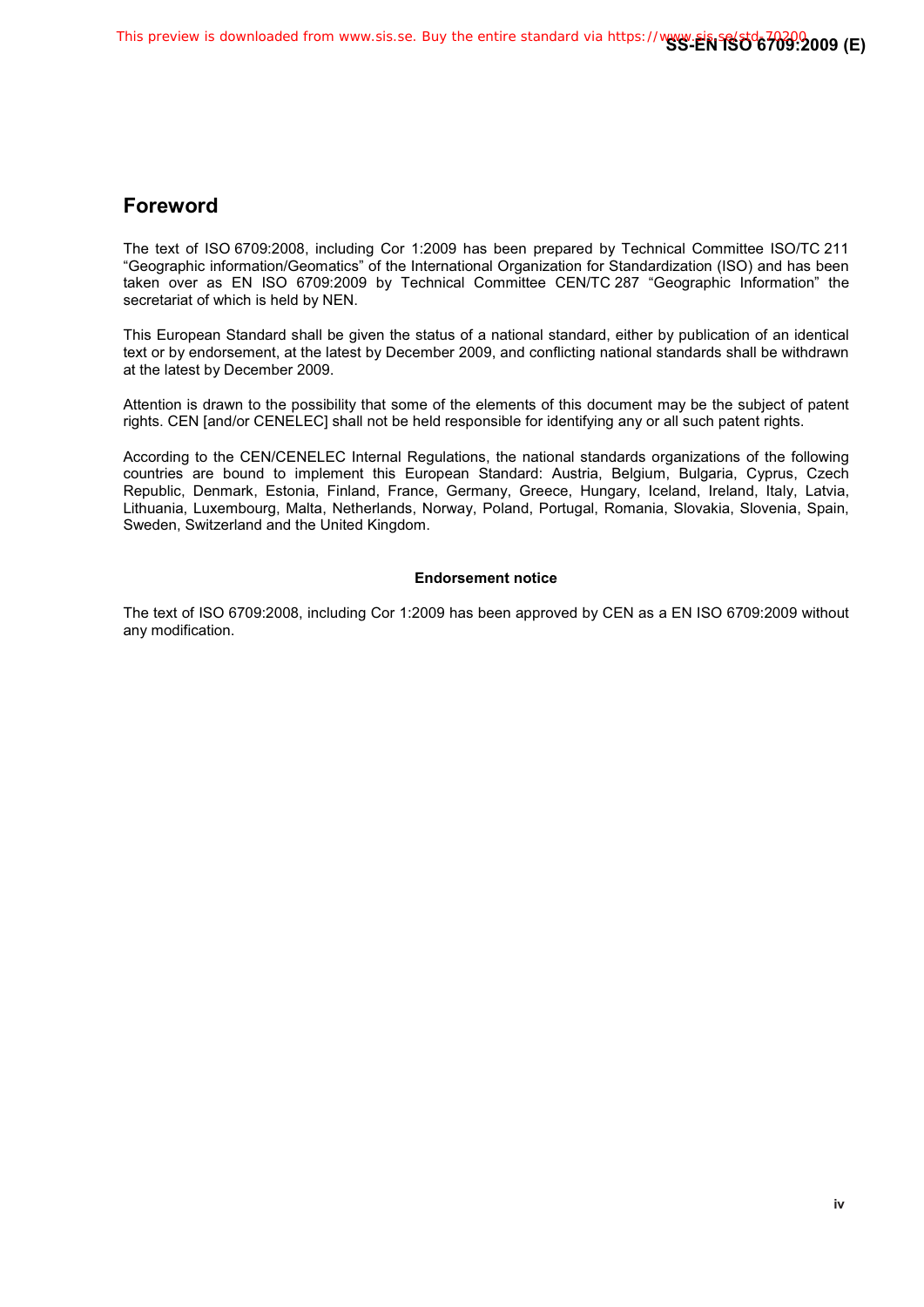## Foreword

The text of ISO 6709:2008, including Cor 1:2009 has been prepared by Technical Committee ISO/TC 211 "Geographic information/Geomatics" of the International Organization for Standardization (ISO) and has been taken over as EN ISO 6709:2009 by Technical Committee CEN/TC 287 "Geographic Information" the secretariat of which is held by NEN.

This European Standard shall be given the status of a national standard, either by publication of an identical text or by endorsement, at the latest by December 2009, and conflicting national standards shall be withdrawn at the latest by December 2009.

Attention is drawn to the possibility that some of the elements of this document may be the subject of patent rights. CEN [and/or CENELEC] shall not be held responsible for identifying any or all such patent rights.

According to the CEN/CENELEC Internal Regulations, the national standards organizations of the following countries are bound to implement this European Standard: Austria, Belgium, Bulgaria, Cyprus, Czech Republic, Denmark, Estonia, Finland, France, Germany, Greece, Hungary, Iceland, Ireland, Italy, Latvia, Lithuania, Luxembourg, Malta, Netherlands, Norway, Poland, Portugal, Romania, Slovakia, Slovenia, Spain, Sweden, Switzerland and the United Kingdom.

**Endorsement notice**

The text of ISO 6709:2008, including Cor 1:2009 has been approved by CEN as a EN ISO 6709:2009 without any modification.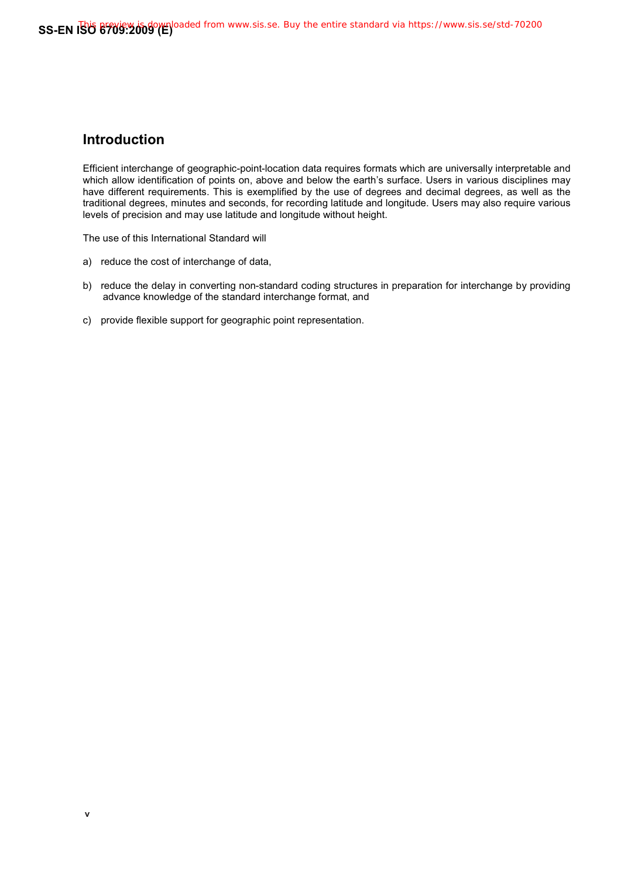## Introduction

Efficient interchange of geographic-point-location data requires formats which are universally interpretable and which allow identification of points on, above and below the earth's surface. Users in various disciplines may have different requirements. This is exemplified by the use of degrees and decimal degrees, as well as the traditional degrees, minutes and seconds, for recording latitude and longitude. Users may also require various levels of precision and may use latitude and longitude without height.

The use of this International Standard will

a) reduce the cost of interchange of data,

b) reduce the delay in converting non-standard coding structures in preparation for interchange by providing advance knowledge of the standard interchange format, and

c) provide flexible support for geographic point representation.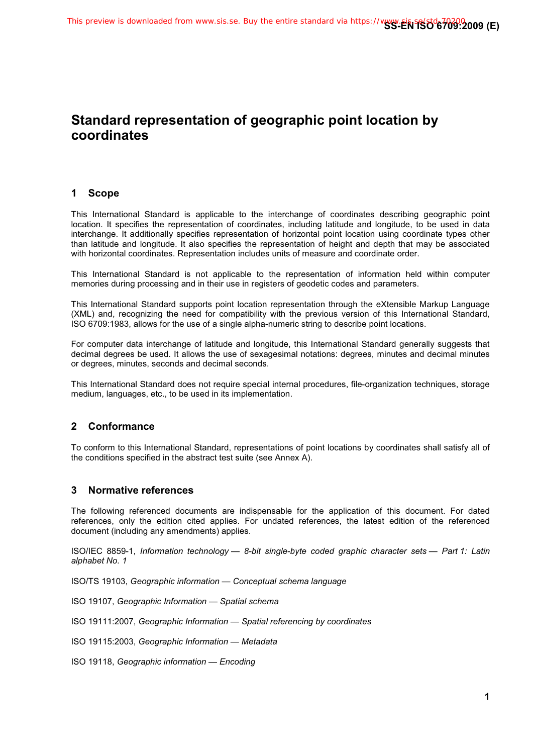# Standard representation of geographic point location by coordinates

## 1 Scope

This International Standard is applicable to the interchange of coordinates describing geographic point location. It specifies the representation of coordinates, including latitude and longitude, to be used in data interchange. It additionally specifies representation of horizontal point location using coordinate types other than latitude and longitude. It also specifies the representation of height and depth that may be associated with horizontal coordinates. Representation includes units of measure and coordinate order.

This International Standard is not applicable to the representation of information held within computer memories during processing and in their use in registers of geodetic codes and parameters.

This International Standard supports point location representation through the eXtensible Markup Language (XML) and, recognizing the need for compatibility with the previous version of this International Standard, ISO 6709:1983, allows for the use of a single alpha-numeric string to describe point locations.

For computer data interchange of latitude and longitude, this International Standard generally suggests that decimal degrees be used. It allows the use of sexagesimal notations: degrees, minutes and decimal minutes or degrees, minutes, seconds and decimal seconds.

This International Standard does not require special internal procedures, file-organization techniques, storage medium, languages, etc., to be used in its implementation.

## 2 Conformance

To conform to this International Standard, representations of point locations by coordinates shall satisfy all of the conditions specified in the abstract test suite (see Annex A).

## 3 Normative references

The following referenced documents are indispensable for the application of this document. For dated references, only the edition cited applies. For undated references, the latest edition of the referenced document (including any amendments) applies.

ISO/IEC 8859-1, *Information technology — 8-bit single-byte coded graphic character sets — Part 1: Latin alphabet No. 1*

ISO/TS 19103, *Geographic information — Conceptual schema language*

ISO 19107, *Geographic Information — Spatial schema*

ISO 19111:2007, *Geographic Information — Spatial referencing by coordinates*

ISO 19115:2003, *Geographic Information — Metadata*

ISO 19118, *Geographic information — Encoding*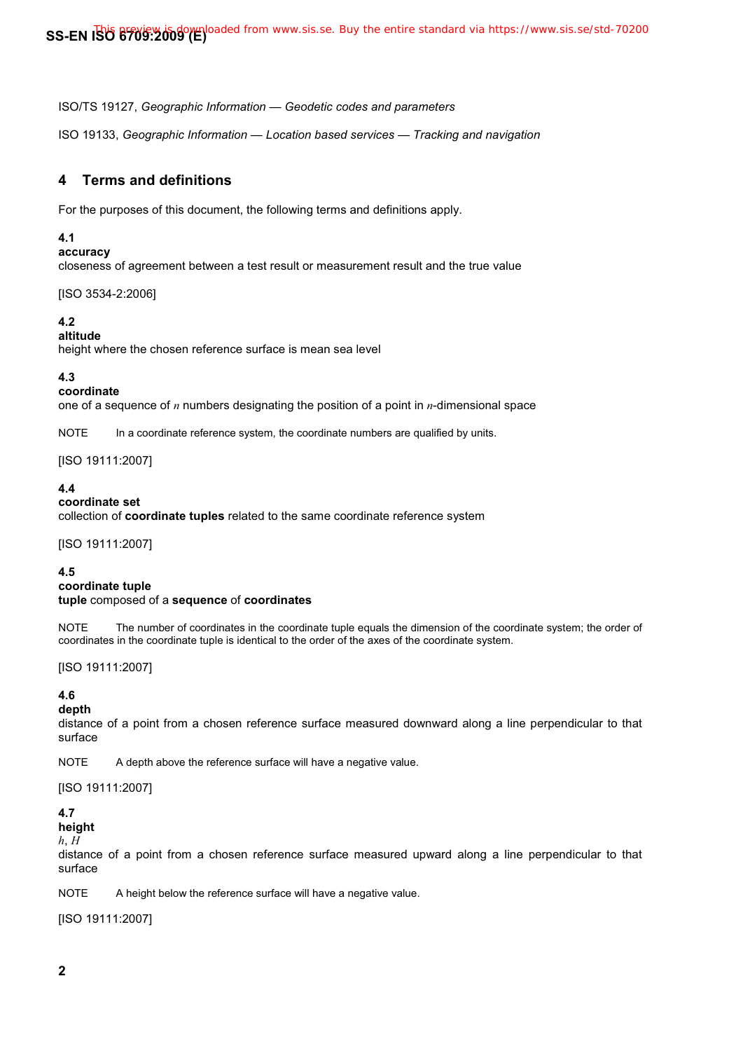ISO/TS 19127, *Geographic Information — Geodetic codes and parameters*

ISO 19133, *Geographic Information — Location based services — Tracking and navigation*

## 4 Terms and definitions

For the purposes of this document, the following terms and definitions apply.

**4.1**
**accuracy**
closeness of agreement between a test result or measurement result and the true value

[ISO 3534-2:2006]

**4.2**
**altitude**
height where the chosen reference surface is mean sea level

**4.3**
**coordinate**
one of a sequence of $n$ numbers designating the position of a point in $n$-dimensional space

NOTE In a coordinate reference system, the coordinate numbers are qualified by units.

[ISO 19111:2007]

**4.4**
**coordinate set**
collection of **coordinate tuples** related to the same coordinate reference system

[ISO 19111:2007]

**4.5**
**coordinate tuple**
**tuple** composed of a **sequence** of **coordinates**

NOTE The number of coordinates in the coordinate tuple equals the dimension of the coordinate system; the order of coordinates in the coordinate tuple is identical to the order of the axes of the coordinate system.

[ISO 19111:2007]

**4.6**
**depth**
distance of a point from a chosen reference surface measured downward along a line perpendicular to that surface

NOTE A depth above the reference surface will have a negative value.

[ISO 19111:2007]

**4.7**
**height**
$h$, $H$
distance of a point from a chosen reference surface measured upward along a line perpendicular to that surface

NOTE A height below the reference surface will have a negative value.

[ISO 19111:2007]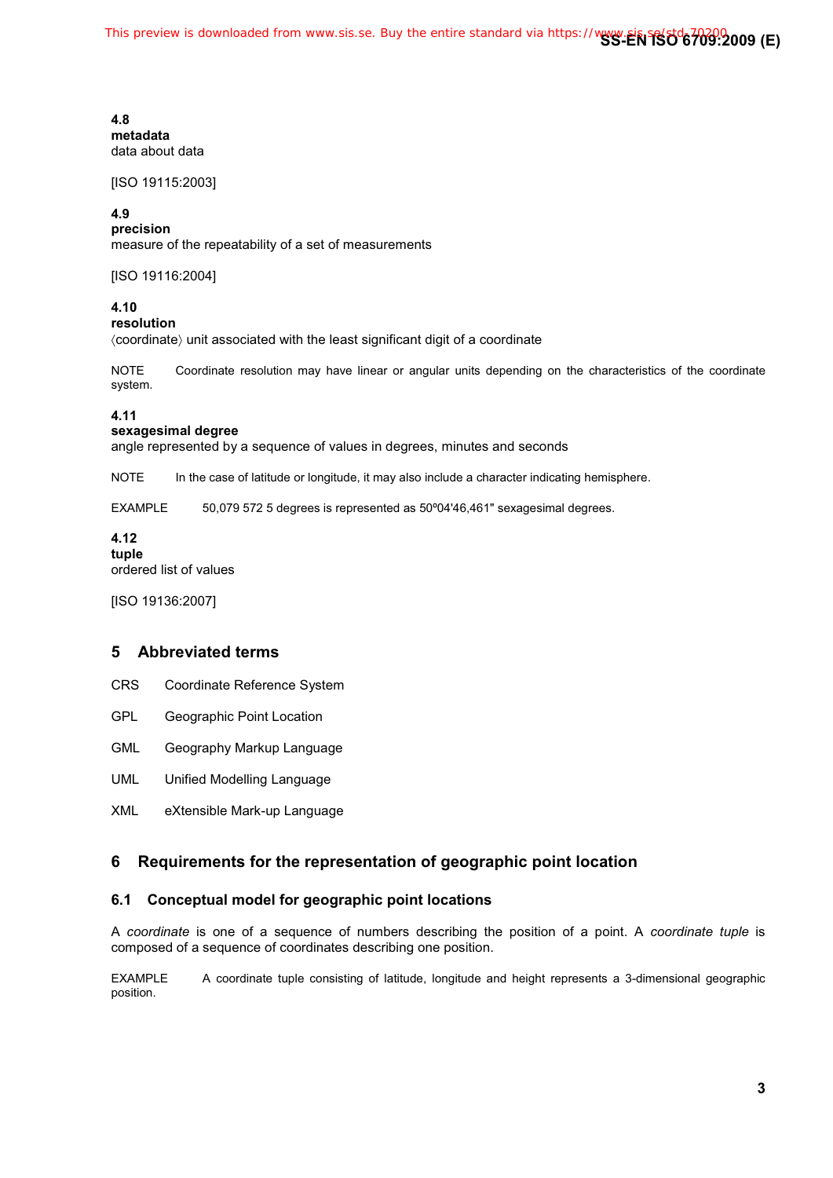**4.8**
**metadata**
data about data

[ISO 19115:2003]

**4.9**
**precision**
measure of the repeatability of a set of measurements

[ISO 19116:2004]

**4.10**
**resolution**
〈coordinate〉 unit associated with the least significant digit of a coordinate

NOTE Coordinate resolution may have linear or angular units depending on the characteristics of the coordinate system.

**4.11**
**sexagesimal degree**
angle represented by a sequence of values in degrees, minutes and seconds

NOTE In the case of latitude or longitude, it may also include a character indicating hemisphere.

EXAMPLE 50,079 572 5 degrees is represented as 50º04'46,461" sexagesimal degrees.

**4.12**
**tuple**
ordered list of values

[ISO 19136:2007]

## 5 Abbreviated terms

CRS Coordinate Reference System

GPL Geographic Point Location

GML Geography Markup Language

UML Unified Modelling Language

XML eXtensible Mark-up Language

## 6 Requirements for the representation of geographic point location

### 6.1 Conceptual model for geographic point locations

A *coordinate* is one of a sequence of numbers describing the position of a point. A *coordinate tuple* is composed of a sequence of coordinates describing one position.

EXAMPLE A coordinate tuple consisting of latitude, longitude and height represents a 3-dimensional geographic position.